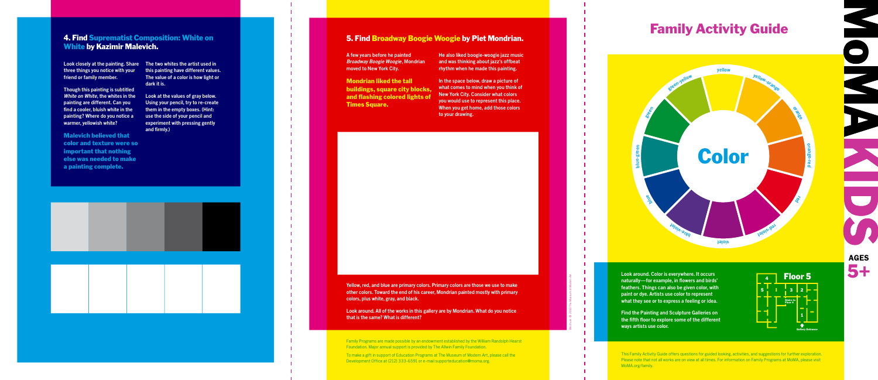## 4. Find Suprematist Composition: White on White by Kazimir Malevich.

Look closely at the painting. Share three things you notice with your friend or family member.

Though this painting is subtitled *White on White*, the whites in the painting are different. Can you find a cooler, bluish white in the painting? Where do you notice a warmer, yellowish white?

**Malevich believed that color and texture were so important that nothing else was needed to make a painting complete.**

The two whites the artist used in this painting have different values. The value of a color is how light or dark it is.

Look at the values of gray below. Using your pencil, try to re-create them in the empty boxes. (Hint: use the side of your pencil and experiment with pressing gently and firmly.)

## 5. Find Broadway Boogie Woogie by Piet Mondrian.

A few years before he painted *Broadway Boogie Woogie*, Mondrian moved to New York City.

**Mondrian liked the tall buildings, square city blocks, and flashing colored lights of Times Square.**

He also liked boogie-woogie jazz music and was thinking about jazz's offbeat rhythm when he made this painting.

In the space below, draw a picture of what comes to mind when you think of New York City. Consider what colors you would use to represent this place. When you get home, add those colors to your drawing.

Yellow, red, and blue are primary colors. Primary colors are those we use to make other colors. Toward the end of his career, Mondrian painted mostly with primary colors, plus white, gray, and black.

Look around. All of the works in this gallery are by Mondrian. What do you notice that is the same? What is different?

Family Programs are made possible by an endowment established by the William Randolph Hearst Foundation. Major annual support is provided by The Allwin Family Foundation.

To make a gift in support of Education Programs at The Museum of Modern Art, please call the Development Office at (212) 333-6591 or e-mail supporteducation@moma.org.

# Family Activity Guide

# Color

yellow, yellow-orange, orange, orange-red, red, red-violet, violet, blue-violet, blue, blue-green, green, green-yellow

# MoMA KIDS

AGES 5+

Look around. Color is everywhere. It occurs naturally—for example, in flowers and birds' feathers. Things can also be given color, with paint or dye. Artists use color to represent what they see or to express a feeling or idea.

Find the Painting and Sculpture Galleries on the fifth floor to explore some of the different ways artists use color.

**Floor 5**

4, 5, 3, 2, 1, Stairs to Floor 4, Gallery Entrance

This Family Activity Guide offers questions for guided looking, activities, and suggestions for further exploration. Please note that not all works are on view at all times. For information on Family Programs at MoMA, please visit MoMA.org/family.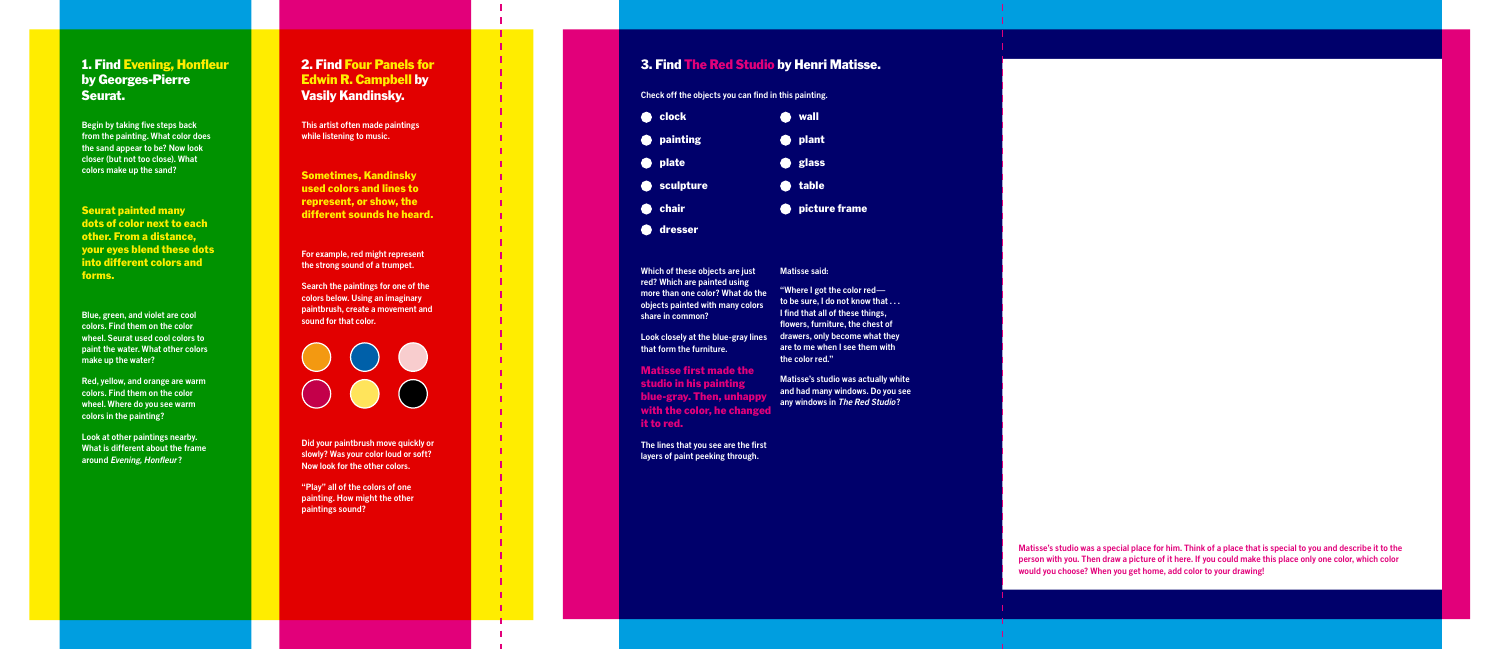## 1. Find Evening, Honfleur by Georges-Pierre Seurat.

Begin by taking five steps back from the painting. What color does the sand appear to be? Now look closer (but not too close). What colors make up the sand?

**Seurat painted many dots of color next to each other. From a distance, your eyes blend these dots into different colors and forms.**

Blue, green, and violet are cool colors. Find them on the color wheel. Seurat used cool colors to paint the water. What other colors make up the water?

Red, yellow, and orange are warm colors. Find them on the color wheel. Where do you see warm colors in the painting?

Look at other paintings nearby. What is different about the frame around *Evening, Honfleur*?

## 2. Find Four Panels for Edwin R. Campbell by Vasily Kandinsky.

This artist often made paintings while listening to music.

**Sometimes, Kandinsky used colors and lines to represent, or show, the different sounds he heard.**

For example, red might represent the strong sound of a trumpet.

Search the paintings for one of the colors below. Using an imaginary paintbrush, create a movement and sound for that color.

Did your paintbrush move quickly or slowly? Was your color loud or soft? Now look for the other colors.

"Play" all of the colors of one painting. How might the other paintings sound?

## 3. Find The Red Studio by Henri Matisse.

Check off the objects you can find in this painting.

- clock
- painting
- plate
- sculpture
- chair
- dresser
- wall
- plant
- glass
- table
- picture frame

Which of these objects are just red? Which are painted using more than one color? What do the objects painted with many colors share in common?

Look closely at the blue-gray lines that form the furniture.

**Matisse first made the studio in his painting blue-gray. Then, unhappy with the color, he changed it to red.**

The lines that you see are the first layers of paint peeking through.

Matisse said:

"Where I got the color red— to be sure, I do not know that . . . I find that all of these things, flowers, furniture, the chest of drawers, only become what they are to me when I see them with the color red."

Matisse's studio was actually white and had many windows. Do you see any windows in *The Red Studio*?

Matisse's studio was a special place for him. Think of a place that is special to you and describe it to the person with you. Then draw a picture of it here. If you could make this place only one color, which color would you choose? When you get home, add color to your drawing!